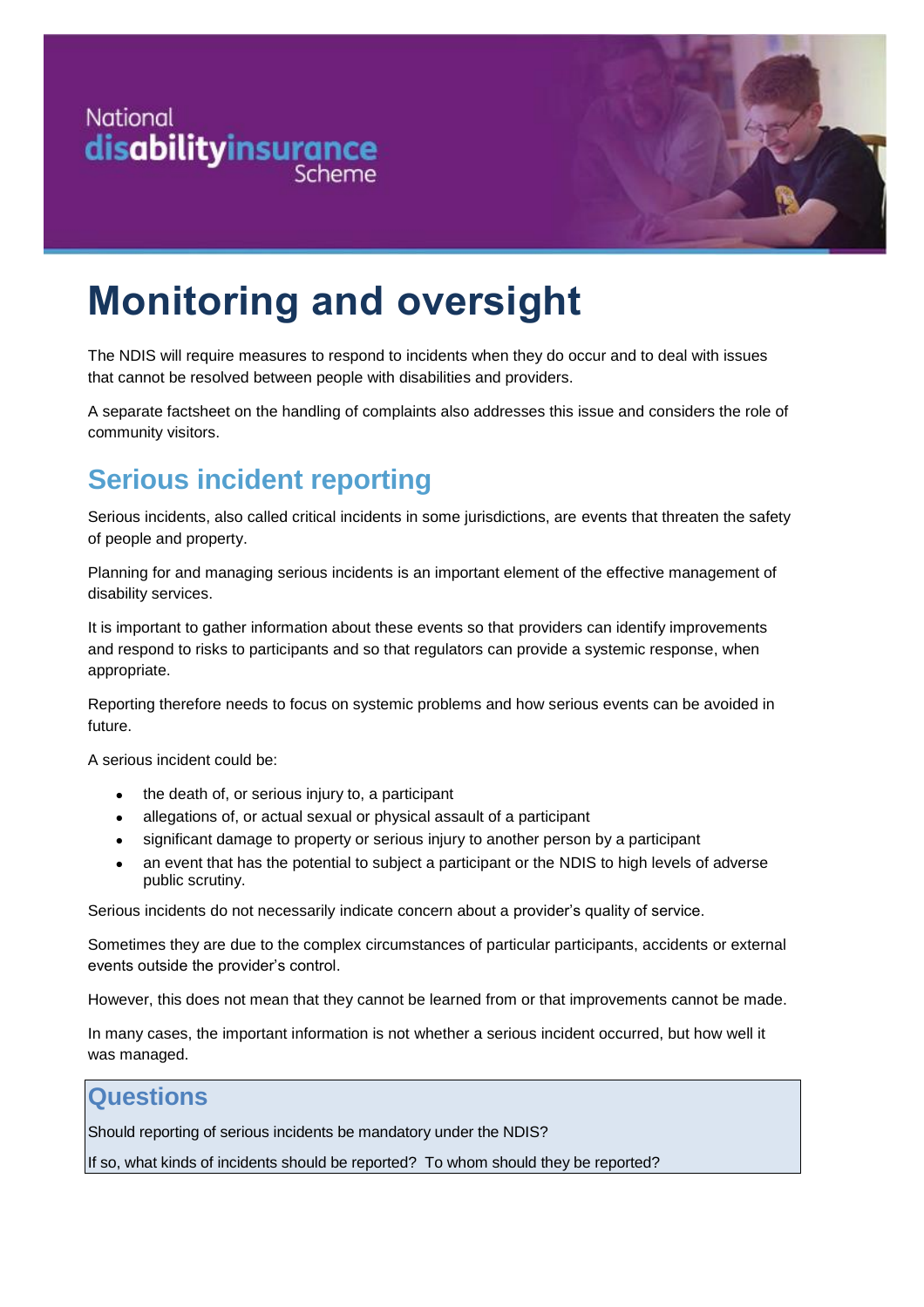# Monitoring and oversight

The NDIS will require measures to respond to incidents when they do occur and to deal with issues that cannot be resolved between people with disabilities and providers.

A separate factsheet on the handling of complaints also addresses this issue and considers the role of community visitors.

## Serious incident reporting

Serious incidents, also called critical incidents in some jurisdictions, are events that threaten the safety of people and property.

Planning for and managing serious incidents is an important element of the effective management of disability services.

It is important to gather information about these events so that providers can identify improvements and respond to risks to participants and so that regulators can provide a systemic response, when appropriate.

Reporting therefore needs to focus on systemic problems and how serious events can be avoided in future.

A serious incident could be:

- the death of, or serious injury to, a participant
- allegations of, or actual sexual or physical assault of a participant
- significant damage to property or serious injury to another person by a participant
- an event that has the potential to subject a participant or the NDIS to high levels of adverse public scrutiny.

Serious incidents do not necessarily indicate concern about a provider's quality of service.

Sometimes they are due to the complex circumstances of particular participants, accidents or external events outside the provider's control.

However, this does not mean that they cannot be learned from or that improvements cannot be made.

In many cases, the important information is not whether a serious incident occurred, but how well it was managed.

### Questions

Should reporting of serious incidents be mandatory under the NDIS?

If so, what kinds of incidents should be reported? To whom should they be reported?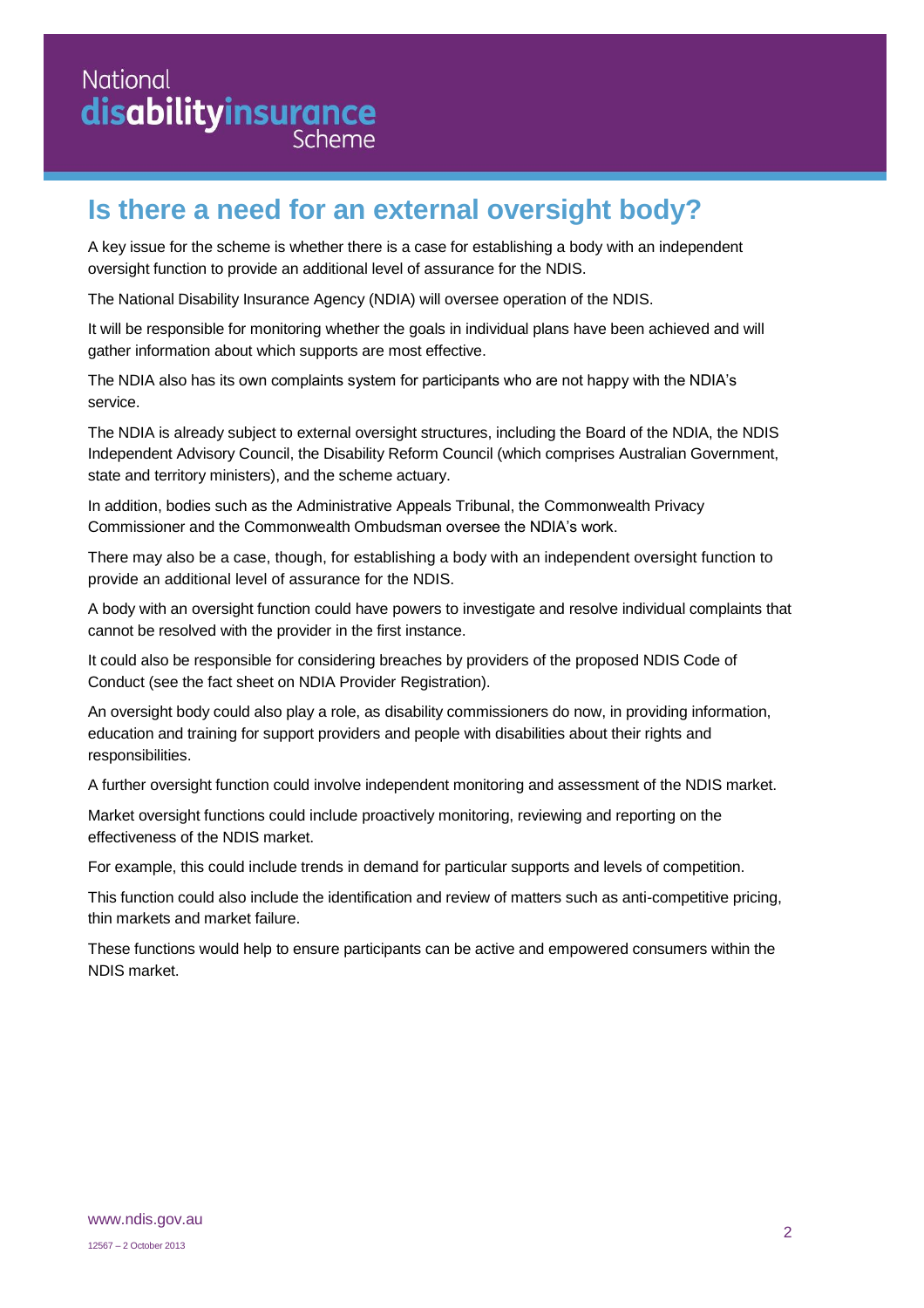## Is there a need for an external oversight body?

A key issue for the scheme is whether there is a case for establishing a body with an independent oversight function to provide an additional level of assurance for the NDIS.

The National Disability Insurance Agency (NDIA) will oversee operation of the NDIS.

It will be responsible for monitoring whether the goals in individual plans have been achieved and will gather information about which supports are most effective.

The NDIA also has its own complaints system for participants who are not happy with the NDIA's service.

The NDIA is already subject to external oversight structures, including the Board of the NDIA, the NDIS Independent Advisory Council, the Disability Reform Council (which comprises Australian Government, state and territory ministers), and the scheme actuary.

In addition, bodies such as the Administrative Appeals Tribunal, the Commonwealth Privacy Commissioner and the Commonwealth Ombudsman oversee the NDIA's work.

There may also be a case, though, for establishing a body with an independent oversight function to provide an additional level of assurance for the NDIS.

A body with an oversight function could have powers to investigate and resolve individual complaints that cannot be resolved with the provider in the first instance.

It could also be responsible for considering breaches by providers of the proposed NDIS Code of Conduct (see the fact sheet on NDIA Provider Registration).

An oversight body could also play a role, as disability commissioners do now, in providing information, education and training for support providers and people with disabilities about their rights and responsibilities.

A further oversight function could involve independent monitoring and assessment of the NDIS market.

Market oversight functions could include proactively monitoring, reviewing and reporting on the effectiveness of the NDIS market.

For example, this could include trends in demand for particular supports and levels of competition.

This function could also include the identification and review of matters such as anti-competitive pricing, thin markets and market failure.

These functions would help to ensure participants can be active and empowered consumers within the NDIS market.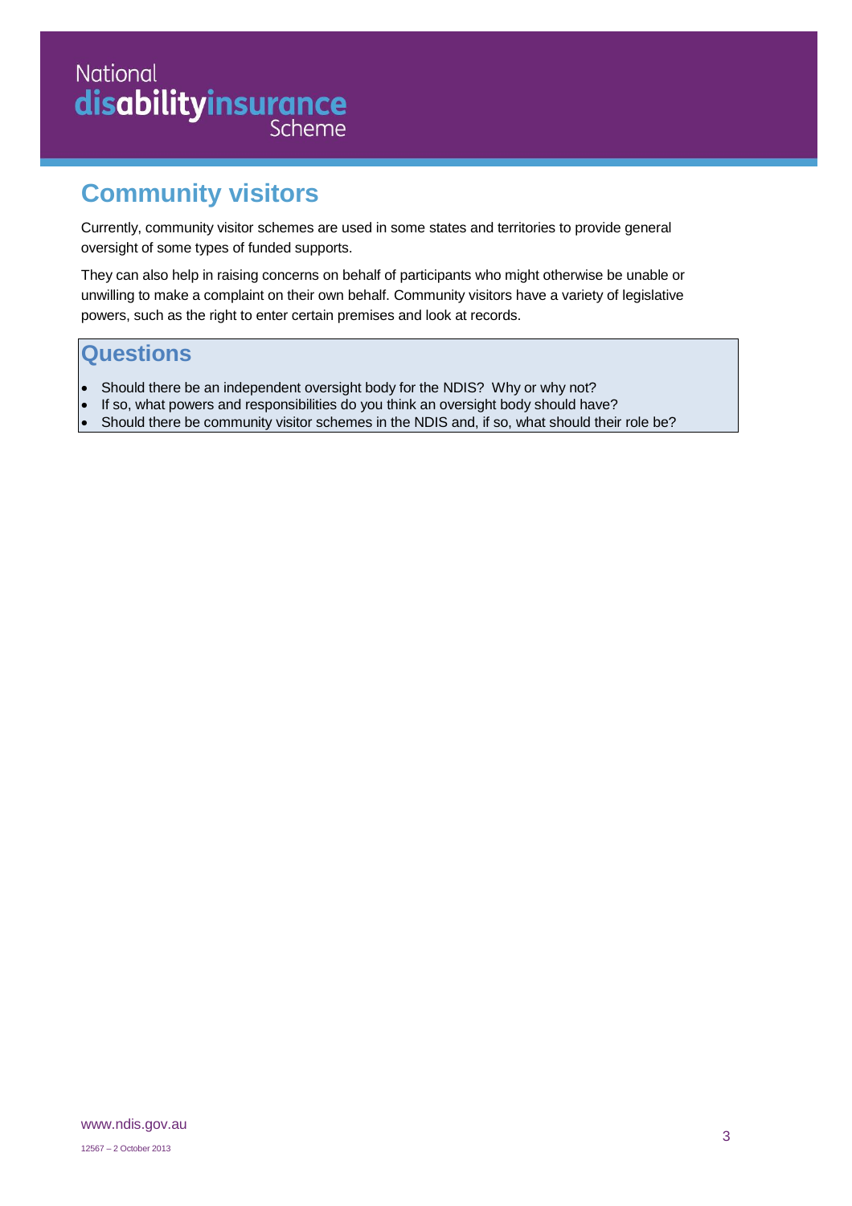## Community visitors

Currently, community visitor schemes are used in some states and territories to provide general oversight of some types of funded supports.

They can also help in raising concerns on behalf of participants who might otherwise be unable or unwilling to make a complaint on their own behalf. Community visitors have a variety of legislative powers, such as the right to enter certain premises and look at records.

### Questions

- Should there be an independent oversight body for the NDIS? Why or why not?
- If so, what powers and responsibilities do you think an oversight body should have?
- Should there be community visitor schemes in the NDIS and, if so, what should their role be?